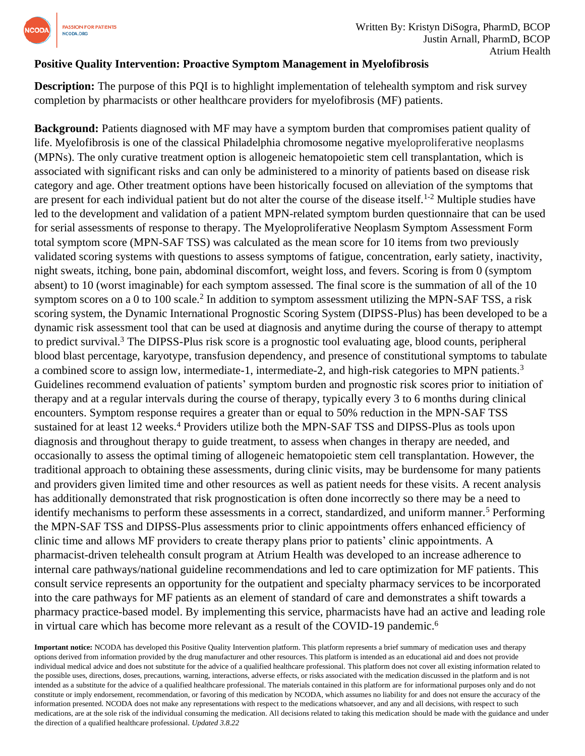Written By: Kristyn DiSogra, PharmD, BCOP
Justin Arnall, PharmD, BCOP
Atrium Health

**Positive Quality Intervention: Proactive Symptom Management in Myelofibrosis**

**Description:** The purpose of this PQI is to highlight implementation of telehealth symptom and risk survey completion by pharmacists or other healthcare providers for myelofibrosis (MF) patients.

**Background:** Patients diagnosed with MF may have a symptom burden that compromises patient quality of life. Myelofibrosis is one of the classical Philadelphia chromosome negative myeloproliferative neoplasms (MPNs). The only curative treatment option is allogeneic hematopoietic stem cell transplantation, which is associated with significant risks and can only be administered to a minority of patients based on disease risk category and age. Other treatment options have been historically focused on alleviation of the symptoms that are present for each individual patient but do not alter the course of the disease itself.[1-2] Multiple studies have led to the development and validation of a patient MPN-related symptom burden questionnaire that can be used for serial assessments of response to therapy. The Myeloproliferative Neoplasm Symptom Assessment Form total symptom score (MPN-SAF TSS) was calculated as the mean score for 10 items from two previously validated scoring systems with questions to assess symptoms of fatigue, concentration, early satiety, inactivity, night sweats, itching, bone pain, abdominal discomfort, weight loss, and fevers. Scoring is from 0 (symptom absent) to 10 (worst imaginable) for each symptom assessed. The final score is the summation of all of the 10 symptom scores on a 0 to 100 scale.[2] In addition to symptom assessment utilizing the MPN-SAF TSS, a risk scoring system, the Dynamic International Prognostic Scoring System (DIPSS-Plus) has been developed to be a dynamic risk assessment tool that can be used at diagnosis and anytime during the course of therapy to attempt to predict survival.[3] The DIPSS-Plus risk score is a prognostic tool evaluating age, blood counts, peripheral blood blast percentage, karyotype, transfusion dependency, and presence of constitutional symptoms to tabulate a combined score to assign low, intermediate-1, intermediate-2, and high-risk categories to MPN patients.[3] Guidelines recommend evaluation of patients' symptom burden and prognostic risk scores prior to initiation of therapy and at a regular intervals during the course of therapy, typically every 3 to 6 months during clinical encounters. Symptom response requires a greater than or equal to 50% reduction in the MPN-SAF TSS sustained for at least 12 weeks.[4] Providers utilize both the MPN-SAF TSS and DIPSS-Plus as tools upon diagnosis and throughout therapy to guide treatment, to assess when changes in therapy are needed, and occasionally to assess the optimal timing of allogeneic hematopoietic stem cell transplantation. However, the traditional approach to obtaining these assessments, during clinic visits, may be burdensome for many patients and providers given limited time and other resources as well as patient needs for these visits. A recent analysis has additionally demonstrated that risk prognostication is often done incorrectly so there may be a need to identify mechanisms to perform these assessments in a correct, standardized, and uniform manner.[5] Performing the MPN-SAF TSS and DIPSS-Plus assessments prior to clinic appointments offers enhanced efficiency of clinic time and allows MF providers to create therapy plans prior to patients' clinic appointments. A pharmacist-driven telehealth consult program at Atrium Health was developed to an increase adherence to internal care pathways/national guideline recommendations and led to care optimization for MF patients. This consult service represents an opportunity for the outpatient and specialty pharmacy services to be incorporated into the care pathways for MF patients as an element of standard of care and demonstrates a shift towards a pharmacy practice-based model. By implementing this service, pharmacists have had an active and leading role in virtual care which has become more relevant as a result of the COVID-19 pandemic.[6]

**Important notice:** NCODA has developed this Positive Quality Intervention platform. This platform represents a brief summary of medication uses and therapy options derived from information provided by the drug manufacturer and other resources. This platform is intended as an educational aid and does not provide individual medical advice and does not substitute for the advice of a qualified healthcare professional. This platform does not cover all existing information related to the possible uses, directions, doses, precautions, warning, interactions, adverse effects, or risks associated with the medication discussed in the platform and is not intended as a substitute for the advice of a qualified healthcare professional. The materials contained in this platform are for informational purposes only and do not constitute or imply endorsement, recommendation, or favoring of this medication by NCODA, which assumes no liability for and does not ensure the accuracy of the information presented. NCODA does not make any representations with respect to the medications whatsoever, and any and all decisions, with respect to such medications, are at the sole risk of the individual consuming the medication. All decisions related to taking this medication should be made with the guidance and under the direction of a qualified healthcare professional. *Updated 3.8.22*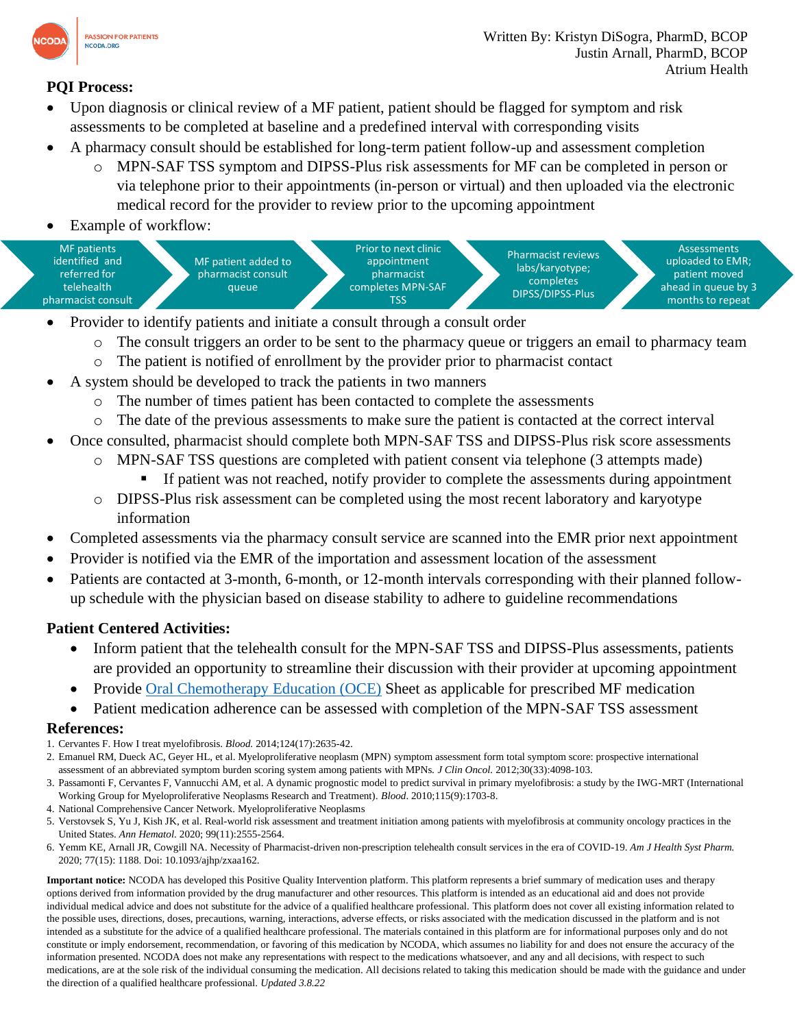Written By: Kristyn DiSogra, PharmD, BCOP
Justin Arnall, PharmD, BCOP
Atrium Health

**PQI Process:**

- Upon diagnosis or clinical review of a MF patient, patient should be flagged for symptom and risk assessments to be completed at baseline and a predefined interval with corresponding visits
- A pharmacy consult should be established for long-term patient follow-up and assessment completion
  - MPN-SAF TSS symptom and DIPSS-Plus risk assessments for MF can be completed in person or via telephone prior to their appointments (in-person or virtual) and then uploaded via the electronic medical record for the provider to review prior to the upcoming appointment
- Example of workflow:

MF patients identified and referred for telehealth pharmacist consult → MF patient added to pharmacist consult queue → Prior to next clinic appointment pharmacist completes MPN-SAF TSS → Pharmacist reviews labs/karyotype; completes DIPSS/DIPSS-Plus → Assessments uploaded to EMR; patient moved ahead in queue by 3 months to repeat

- Provider to identify patients and initiate a consult through a consult order
  - The consult triggers an order to be sent to the pharmacy queue or triggers an email to pharmacy team
  - The patient is notified of enrollment by the provider prior to pharmacist contact
- A system should be developed to track the patients in two manners
  - The number of times patient has been contacted to complete the assessments
  - The date of the previous assessments to make sure the patient is contacted at the correct interval
- Once consulted, pharmacist should complete both MPN-SAF TSS and DIPSS-Plus risk score assessments
  - MPN-SAF TSS questions are completed with patient consent via telephone (3 attempts made)
    - If patient was not reached, notify provider to complete the assessments during appointment
  - DIPSS-Plus risk assessment can be completed using the most recent laboratory and karyotype information
- Completed assessments via the pharmacy consult service are scanned into the EMR prior next appointment
- Provider is notified via the EMR of the importation and assessment location of the assessment
- Patients are contacted at 3-month, 6-month, or 12-month intervals corresponding with their planned follow-up schedule with the physician based on disease stability to adhere to guideline recommendations

**Patient Centered Activities:**

- Inform patient that the telehealth consult for the MPN-SAF TSS and DIPSS-Plus assessments, patients are provided an opportunity to streamline their discussion with their provider at upcoming appointment
- Provide Oral Chemotherapy Education (OCE) Sheet as applicable for prescribed MF medication
- Patient medication adherence can be assessed with completion of the MPN-SAF TSS assessment

**References:**

1. Cervantes F. How I treat myelofibrosis. *Blood.* 2014;124(17):2635-42.
2. Emanuel RM, Dueck AC, Geyer HL, et al. Myeloproliferative neoplasm (MPN) symptom assessment form total symptom score: prospective international assessment of an abbreviated symptom burden scoring system among patients with MPNs. *J Clin Oncol.* 2012;30(33):4098-103.
3. Passamonti F, Cervantes F, Vannucchi AM, et al. A dynamic prognostic model to predict survival in primary myelofibrosis: a study by the IWG-MRT (International Working Group for Myeloproliferative Neoplasms Research and Treatment). *Blood*. 2010;115(9):1703-8.
4. National Comprehensive Cancer Network. Myeloproliferative Neoplasms
5. Verstovsek S, Yu J, Kish JK, et al. Real-world risk assessment and treatment initiation among patients with myelofibrosis at community oncology practices in the United States. *Ann Hematol.* 2020; 99(11):2555-2564.
6. Yemm KE, Arnall JR, Cowgill NA. Necessity of Pharmacist-driven non-prescription telehealth consult services in the era of COVID-19. *Am J Health Syst Pharm.* 2020; 77(15): 1188. Doi: 10.1093/ajhp/zxaa162.

**Important notice:** NCODA has developed this Positive Quality Intervention platform. This platform represents a brief summary of medication uses and therapy options derived from information provided by the drug manufacturer and other resources. This platform is intended as an educational aid and does not provide individual medical advice and does not substitute for the advice of a qualified healthcare professional. This platform does not cover all existing information related to the possible uses, directions, doses, precautions, warning, interactions, adverse effects, or risks associated with the medication discussed in the platform and is not intended as a substitute for the advice of a qualified healthcare professional. The materials contained in this platform are for informational purposes only and do not constitute or imply endorsement, recommendation, or favoring of this medication by NCODA, which assumes no liability for and does not ensure the accuracy of the information presented. NCODA does not make any representations with respect to the medications whatsoever, and any and all decisions, with respect to such medications, are at the sole risk of the individual consuming the medication. All decisions related to taking this medication should be made with the guidance and under the direction of a qualified healthcare professional. *Updated 3.8.22*